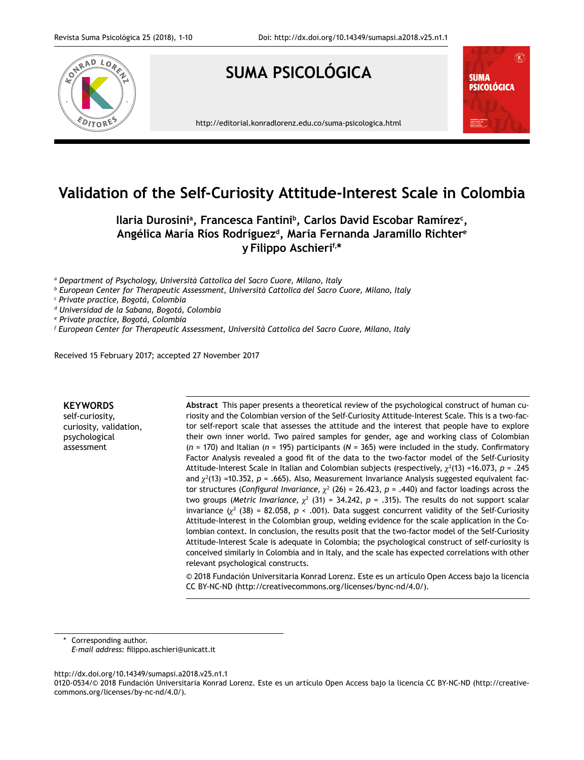# Validation of the Self-Curiosity Attitude-Interest Scale in Colombia

**Ilaria Durosini[a], Francesca Fantini[b], Carlos David Escobar Ramírez[c], Angélica María Ríos Rodríguez[d], Maria Fernanda Jaramillo Richter[e] y Filippo Aschieri[f,*]**

[a] *Department of Psychology, Università Cattolica del Sacro Cuore, Milano, Italy*
[b] *European Center for Therapeutic Assessment, Università Cattolica del Sacro Cuore, Milano, Italy*
[c] *Private practice, Bogotá, Colombia*
[d] *Universidad de la Sabana, Bogotá, Colombia*
[e] *Private practice, Bogotá, Colombia*
[f] *European Center for Therapeutic Assessment, Università Cattolica del Sacro Cuore, Milano, Italy*

Received 15 February 2017; accepted 27 November 2017

**KEYWORDS**
self-curiosity, curiosity, validation, psychological assessment

**Abstract** This paper presents a theoretical review of the psychological construct of human curiosity and the Colombian version of the Self-Curiosity Attitude-Interest Scale. This is a two-factor self-report scale that assesses the attitude and the interest that people have to explore their own inner world. Two paired samples for gender, age and working class of Colombian (*n* = 170) and Italian (*n* = 195) participants (*N* = 365) were included in the study. Confirmatory Factor Analysis revealed a good fit of the data to the two-factor model of the Self-Curiosity Attitude-Interest Scale in Italian and Colombian subjects (respectively, $\chi^2(13)$ =16.073, *p* = .245 and $\chi^2(13)$ =10.352, *p* = .665). Also, Measurement Invariance Analysis suggested equivalent factor structures (*Configural Invariance*, $\chi^2$ (26) = 26.423, *p* = .440) and factor loadings across the two groups (*Metric Invariance*, $\chi^2$ (31) = 34.242, *p* = .315). The results do not support scalar invariance ($\chi^2$ (38) = 82.058, *p* < .001). Data suggest concurrent validity of the Self-Curiosity Attitude-Interest in the Colombian group, welding evidence for the scale application in the Colombian context. In conclusion, the results posit that the two-factor model of the Self-Curiosity Attitude-Interest Scale is adequate in Colombia; the psychological construct of self-curiosity is conceived similarly in Colombia and in Italy, and the scale has expected correlations with other relevant psychological constructs.

© 2018 Fundación Universitaria Konrad Lorenz. Este es un artículo Open Access bajo la licencia CC BY-NC-ND (http://creativecommons.org/licenses/bync-nd/4.0/).

\* Corresponding author.
*E-mail address:* filippo.aschieri@unicatt.it

http://dx.doi.org/10.14349/sumapsi.a2018.v25.n1.1
0120-0534/© 2018 Fundación Universitaria Konrad Lorenz. Este es un artículo Open Access bajo la licencia CC BY-NC-ND (http://creativecommons.org/licenses/by-nc-nd/4.0/).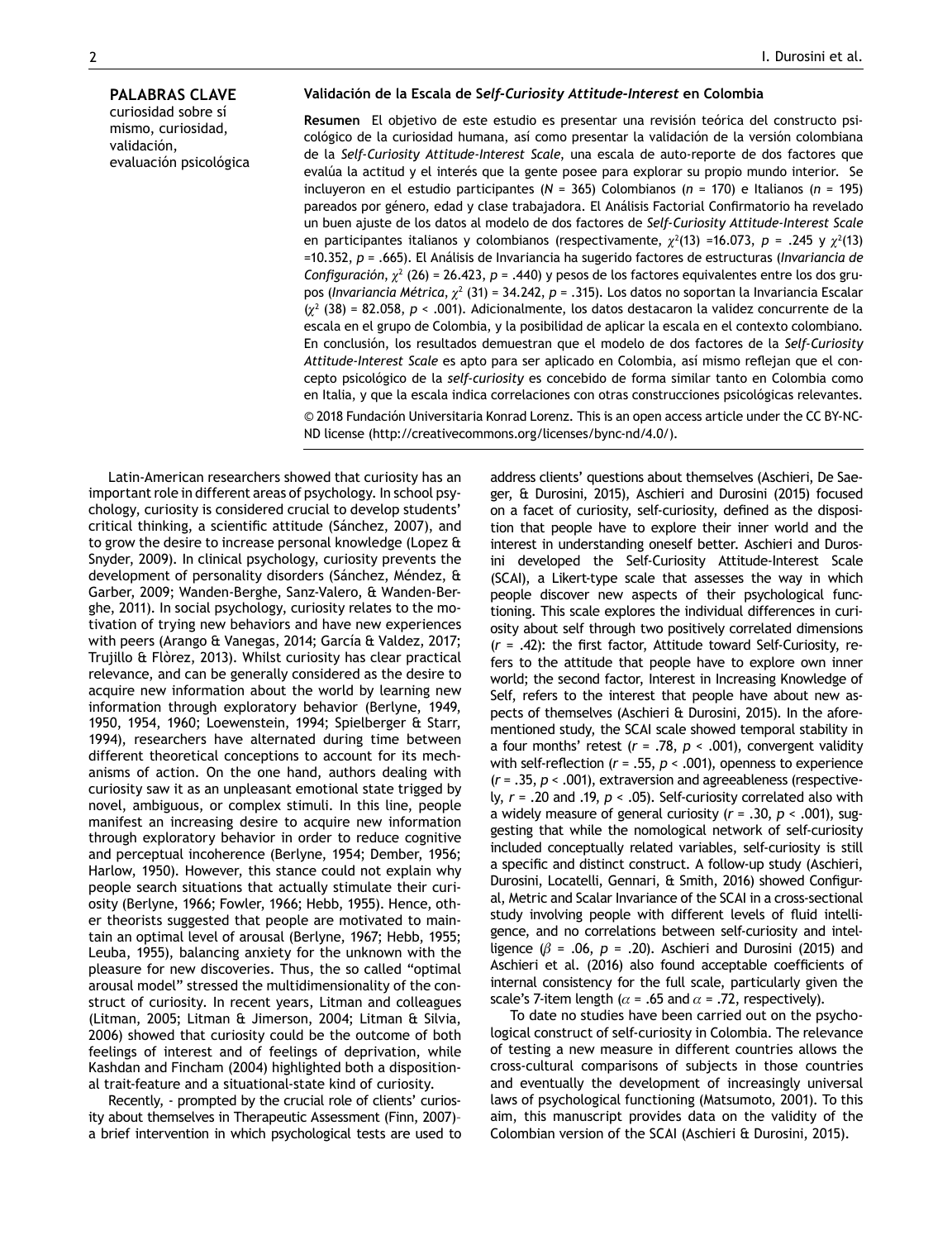**PALABRAS CLAVE**
curiosidad sobre sí mismo, curiosidad, validación, evaluación psicológica

**Validación de la Escala de *Self-Curiosity Attitude-Interest* en Colombia**

**Resumen** El objetivo de este estudio es presentar una revisión teórica del constructo psicológico de la curiosidad humana, así como presentar la validación de la versión colombiana de la *Self-Curiosity Attitude-Interest Scale*, una escala de auto-reporte de dos factores que evalúa la actitud y el interés que la gente posee para explorar su propio mundo interior. Se incluyeron en el estudio participantes ($N$ = 365) Colombianos ($n$ = 170) e Italianos ($n$ = 195) pareados por género, edad y clase trabajadora. El Análisis Factorial Confirmatorio ha revelado un buen ajuste de los datos al modelo de dos factores de *Self-Curiosity Attitude-Interest Scale* en participantes italianos y colombianos (respectivamente, $\chi^2(13)$ =16.073, $p$ = .245 y $\chi^2(13)$ =10.352, $p$ = .665). El Análisis de Invariancia ha sugerido factores de estructuras (*Invariancia de Configuración*, $\chi^2$ (26) = 26.423, $p$ = .440) y pesos de los factores equivalentes entre los dos grupos (*Invariancia Métrica*, $\chi^2$ (31) = 34.242, $p$ = .315). Los datos no soportan la Invariancia Escalar ($\chi^2$ (38) = 82.058, $p$ < .001). Adicionalmente, los datos destacaron la validez concurrente de la escala en el grupo de Colombia, y la posibilidad de aplicar la escala en el contexto colombiano. En conclusión, los resultados demuestran que el modelo de dos factores de la *Self-Curiosity Attitude-Interest Scale* es apto para ser aplicado en Colombia, así mismo reflejan que el concepto psicológico de la *self-curiosity* es concebido de forma similar tanto en Colombia como en Italia, y que la escala indica correlaciones con otras construcciones psicológicas relevantes.

© 2018 Fundación Universitaria Konrad Lorenz. This is an open access article under the CC BY-NC-ND license (http://creativecommons.org/licenses/bync-nd/4.0/).

---

Latin-American researchers showed that curiosity has an important role in different areas of psychology. In school psychology, curiosity is considered crucial to develop students' critical thinking, a scientific attitude (Sánchez, 2007), and to grow the desire to increase personal knowledge (Lopez & Snyder, 2009). In clinical psychology, curiosity prevents the development of personality disorders (Sánchez, Méndez, & Garber, 2009; Wanden-Berghe, Sanz-Valero, & Wanden-Berghe, 2011). In social psychology, curiosity relates to the motivation of trying new behaviors and have new experiences with peers (Arango & Vanegas, 2014; García & Valdez, 2017; Trujillo & Flòrez, 2013). Whilst curiosity has clear practical relevance, and can be generally considered as the desire to acquire new information about the world by learning new information through exploratory behavior (Berlyne, 1949, 1950, 1954, 1960; Loewenstein, 1994; Spielberger & Starr, 1994), researchers have alternated during time between different theoretical conceptions to account for its mechanisms of action. On the one hand, authors dealing with curiosity saw it as an unpleasant emotional state trigged by novel, ambiguous, or complex stimuli. In this line, people manifest an increasing desire to acquire new information through exploratory behavior in order to reduce cognitive and perceptual incoherence (Berlyne, 1954; Dember, 1956; Harlow, 1950). However, this stance could not explain why people search situations that actually stimulate their curiosity (Berlyne, 1966; Fowler, 1966; Hebb, 1955). Hence, other theorists suggested that people are motivated to maintain an optimal level of arousal (Berlyne, 1967; Hebb, 1955; Leuba, 1955), balancing anxiety for the unknown with the pleasure for new discoveries. Thus, the so called "optimal arousal model" stressed the multidimensionality of the construct of curiosity. In recent years, Litman and colleagues (Litman, 2005; Litman & Jimerson, 2004; Litman & Silvia, 2006) showed that curiosity could be the outcome of both feelings of interest and of feelings of deprivation, while Kashdan and Fincham (2004) highlighted both a dispositional trait-feature and a situational-state kind of curiosity.

Recently, - prompted by the crucial role of clients' curiosity about themselves in Therapeutic Assessment (Finn, 2007)– a brief intervention in which psychological tests are used to address clients' questions about themselves (Aschieri, De Saeger, & Durosini, 2015), Aschieri and Durosini (2015) focused on a facet of curiosity, self-curiosity, defined as the disposition that people have to explore their inner world and the interest in understanding oneself better. Aschieri and Durosini developed the Self-Curiosity Attitude-Interest Scale (SCAI), a Likert-type scale that assesses the way in which people discover new aspects of their psychological functioning. This scale explores the individual differences in curiosity about self through two positively correlated dimensions ($r$ = .42): the first factor, Attitude toward Self-Curiosity, refers to the attitude that people have to explore own inner world; the second factor, Interest in Increasing Knowledge of Self, refers to the interest that people have about new aspects of themselves (Aschieri & Durosini, 2015). In the aforementioned study, the SCAI scale showed temporal stability in a four months' retest ($r$ = .78, $p$ < .001), convergent validity with self-reflection ($r$ = .55, $p$ < .001), openness to experience ($r$ = .35, $p$ < .001), extraversion and agreeableness (respectively, $r$ = .20 and .19, $p$ < .05). Self-curiosity correlated also with a widely measure of general curiosity ($r$ = .30, $p$ < .001), suggesting that while the nomological network of self-curiosity included conceptually related variables, self-curiosity is still a specific and distinct construct. A follow-up study (Aschieri, Durosini, Locatelli, Gennari, & Smith, 2016) showed Configural, Metric and Scalar Invariance of the SCAI in a cross-sectional study involving people with different levels of fluid intelligence, and no correlations between self-curiosity and intelligence ($\beta$ = .06, $p$ = .20). Aschieri and Durosini (2015) and Aschieri et al. (2016) also found acceptable coefficients of internal consistency for the full scale, particularly given the scale's 7-item length ($\alpha$ = .65 and $\alpha$ = .72, respectively).

To date no studies have been carried out on the psychological construct of self-curiosity in Colombia. The relevance of testing a new measure in different countries allows the cross-cultural comparisons of subjects in those countries and eventually the development of increasingly universal laws of psychological functioning (Matsumoto, 2001). To this aim, this manuscript provides data on the validity of the Colombian version of the SCAI (Aschieri & Durosini, 2015).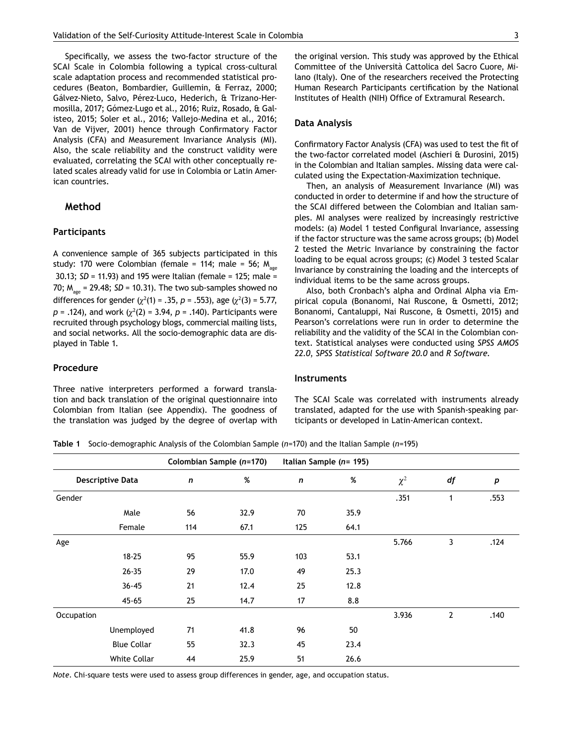Specifically, we assess the two-factor structure of the SCAI Scale in Colombia following a typical cross-cultural scale adaptation process and recommended statistical procedures (Beaton, Bombardier, Guillemin, & Ferraz, 2000; Gálvez-Nieto, Salvo, Pérez-Luco, Hederich, & Trizano-Hermosilla, 2017; Gómez-Lugo et al., 2016; Ruiz, Rosado, & Galisteo, 2015; Soler et al., 2016; Vallejo-Medina et al., 2016; Van de Vijver, 2001) hence through Confirmatory Factor Analysis (CFA) and Measurement Invariance Analysis (MI). Also, the scale reliability and the construct validity were evaluated, correlating the SCAI with other conceptually related scales already valid for use in Colombia or Latin American countries.

## Method

### Participants

A convenience sample of 365 subjects participated in this study: 170 were Colombian (female = 114; male = 56; $M_{age}$ 30.13; *SD* = 11.93) and 195 were Italian (female = 125; male = 70; $M_{age}$ = 29.48; *SD* = 10.31). The two sub-samples showed no differences for gender ($\chi^2(1)$ = .35, *p* = .553), age ($\chi^2(3)$ = 5.77, *p* = .124), and work ($\chi^2(2)$ = 3.94, *p* = .140). Participants were recruited through psychology blogs, commercial mailing lists, and social networks. All the socio-demographic data are displayed in Table 1.

### Procedure

Three native interpreters performed a forward translation and back translation of the original questionnaire into Colombian from Italian (see Appendix). The goodness of the translation was judged by the degree of overlap with the original version. This study was approved by the Ethical Committee of the Università Cattolica del Sacro Cuore, Milano (Italy). One of the researchers received the Protecting Human Research Participants certification by the National Institutes of Health (NIH) Office of Extramural Research.

### Data Analysis

Confirmatory Factor Analysis (CFA) was used to test the fit of the two-factor correlated model (Aschieri & Durosini, 2015) in the Colombian and Italian samples. Missing data were calculated using the Expectation-Maximization technique.

Then, an analysis of Measurement Invariance (MI) was conducted in order to determine if and how the structure of the SCAI differed between the Colombian and Italian samples. MI analyses were realized by increasingly restrictive models: (a) Model 1 tested Configural Invariance, assessing if the factor structure was the same across groups; (b) Model 2 tested the Metric Invariance by constraining the factor loading to be equal across groups; (c) Model 3 tested Scalar Invariance by constraining the loading and the intercepts of individual items to be the same across groups.

Also, both Cronbach's alpha and Ordinal Alpha via Empirical copula (Bonanomi, Nai Ruscone, & Osmetti, 2012; Bonanomi, Cantaluppi, Nai Ruscone, & Osmetti, 2015) and Pearson's correlations were run in order to determine the reliability and the validity of the SCAI in the Colombian context. Statistical analyses were conducted using *SPSS AMOS 22.0*, *SPSS Statistical Software 20.0* and *R Software*.

### Instruments

The SCAI Scale was correlated with instruments already translated, adapted for the use with Spanish-speaking participants or developed in Latin-American context.

**Table 1** Socio-demographic Analysis of the Colombian Sample (*n*=170) and the Italian Sample (*n*=195)

| | | Colombian Sample (*n*=170) | | Italian Sample (*n*= 195) | | | | |
|---|---|---|---|---|---|---|---|---|
| **Descriptive Data** | | ***n*** | **%** | ***n*** | **%** | $\chi^2$ | ***df*** | ***p*** |
| Gender | | | | | | .351 | 1 | .553 |
| | Male | 56 | 32.9 | 70 | 35.9 | | | |
| | Female | 114 | 67.1 | 125 | 64.1 | | | |
| Age | | | | | | 5.766 | 3 | .124 |
| | 18-25 | 95 | 55.9 | 103 | 53.1 | | | |
| | 26-35 | 29 | 17.0 | 49 | 25.3 | | | |
| | 36-45 | 21 | 12.4 | 25 | 12.8 | | | |
| | 45-65 | 25 | 14.7 | 17 | 8.8 | | | |
| Occupation | | | | | | 3.936 | 2 | .140 |
| | Unemployed | 71 | 41.8 | 96 | 50 | | | |
| | Blue Collar | 55 | 32.3 | 45 | 23.4 | | | |
| | White Collar | 44 | 25.9 | 51 | 26.6 | | | |

*Note*. Chi-square tests were used to assess group differences in gender, age, and occupation status.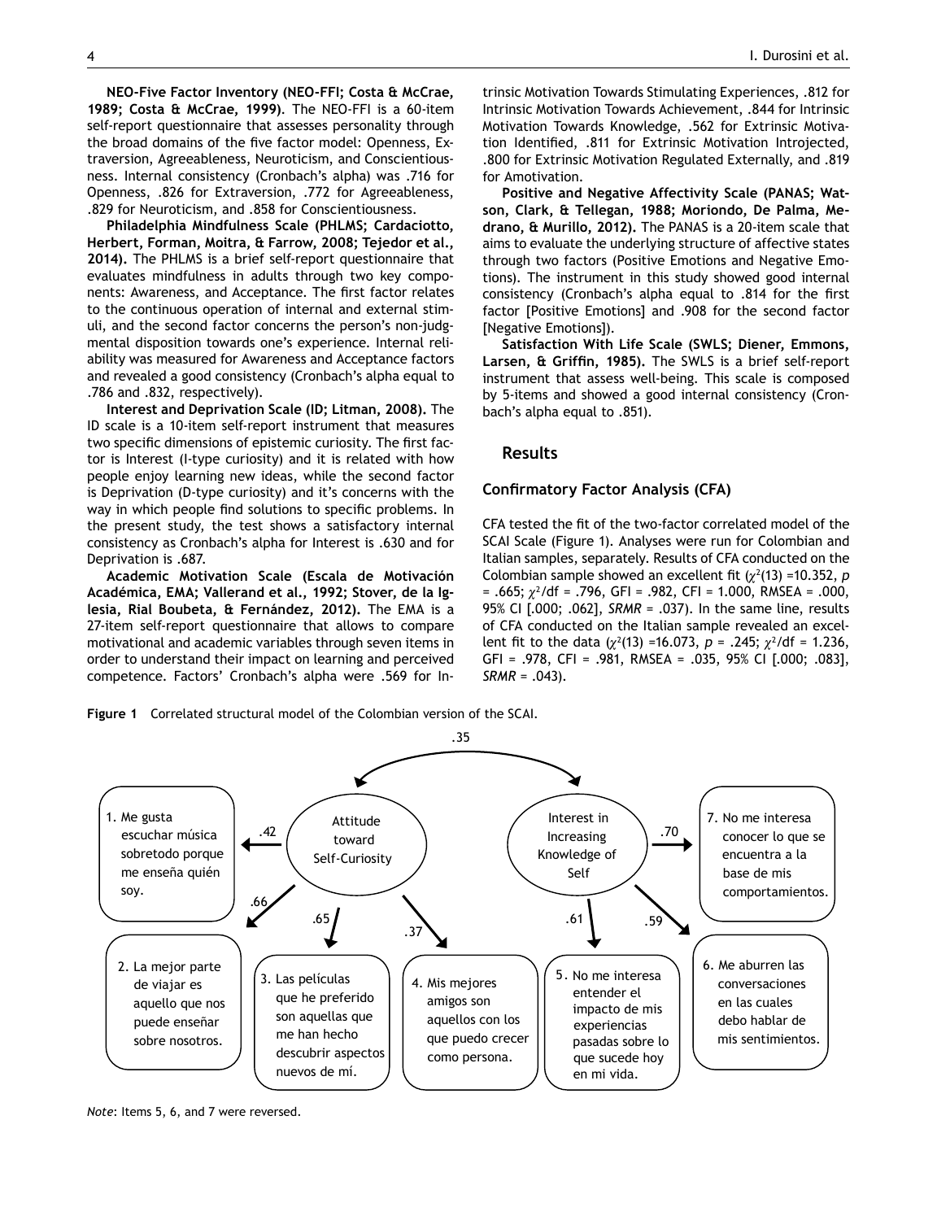**NEO-Five Factor Inventory (NEO-FFI; Costa & McCrae, 1989; Costa & McCrae, 1999).** The NEO-FFI is a 60-item self-report questionnaire that assesses personality through the broad domains of the five factor model: Openness, Extraversion, Agreeableness, Neuroticism, and Conscientiousness. Internal consistency (Cronbach's alpha) was .716 for Openness, .826 for Extraversion, .772 for Agreeableness, .829 for Neuroticism, and .858 for Conscientiousness.

**Philadelphia Mindfulness Scale (PHLMS; Cardaciotto, Herbert, Forman, Moitra, & Farrow, 2008; Tejedor et al., 2014).** The PHLMS is a brief self-report questionnaire that evaluates mindfulness in adults through two key components: Awareness, and Acceptance. The first factor relates to the continuous operation of internal and external stimuli, and the second factor concerns the person's non-judgmental disposition towards one's experience. Internal reliability was measured for Awareness and Acceptance factors and revealed a good consistency (Cronbach's alpha equal to .786 and .832, respectively).

**Interest and Deprivation Scale (ID; Litman, 2008).** The ID scale is a 10-item self-report instrument that measures two specific dimensions of epistemic curiosity. The first factor is Interest (I-type curiosity) and it is related with how people enjoy learning new ideas, while the second factor is Deprivation (D-type curiosity) and it's concerns with the way in which people find solutions to specific problems. In the present study, the test shows a satisfactory internal consistency as Cronbach's alpha for Interest is .630 and for Deprivation is .687.

**Academic Motivation Scale (Escala de Motivación Académica, EMA; Vallerand et al., 1992; Stover, de la Iglesia, Rial Boubeta, & Fernández, 2012).** The EMA is a 27-item self-report questionnaire that allows to compare motivational and academic variables through seven items in order to understand their impact on learning and perceived competence. Factors' Cronbach's alpha were .569 for Intrinsic Motivation Towards Stimulating Experiences, .812 for Intrinsic Motivation Towards Achievement, .844 for Intrinsic Motivation Towards Knowledge, .562 for Extrinsic Motivation Identified, .811 for Extrinsic Motivation Introjected, .800 for Extrinsic Motivation Regulated Externally, and .819 for Amotivation.

**Positive and Negative Affectivity Scale (PANAS; Watson, Clark, & Tellegan, 1988; Moriondo, De Palma, Medrano, & Murillo, 2012).** The PANAS is a 20-item scale that aims to evaluate the underlying structure of affective states through two factors (Positive Emotions and Negative Emotions). The instrument in this study showed good internal consistency (Cronbach's alpha equal to .814 for the first factor [Positive Emotions] and .908 for the second factor [Negative Emotions]).

**Satisfaction With Life Scale (SWLS; Diener, Emmons, Larsen, & Griffin, 1985).** The SWLS is a brief self-report instrument that assess well-being. This scale is composed by 5-items and showed a good internal consistency (Cronbach's alpha equal to .851).

## Results

### Confirmatory Factor Analysis (CFA)

CFA tested the fit of the two-factor correlated model of the SCAI Scale (Figure 1). Analyses were run for Colombian and Italian samples, separately. Results of CFA conducted on the Colombian sample showed an excellent fit ($\chi^2(13)$ =10.352, *p* = .665; $\chi^2$/df = .796, GFI = .982, CFI = 1.000, RMSEA = .000, 95% CI [.000; .062], *SRMR* = .037). In the same line, results of CFA conducted on the Italian sample revealed an excellent fit to the data ($\chi^2(13)$ =16.073, *p* = .245; $\chi^2$/df = 1.236, GFI = .978, CFI = .981, RMSEA = .035, 95% CI [.000; .083], *SRMR* = .043).

**Figure 1** Correlated structural model of the Colombian version of the SCAI.

Attitude toward Self-Curiosity ↔ Interest in Increasing Knowledge of Self: .35

Attitude toward Self-Curiosity:
- .42 → 1. Me gusta escuchar música sobretodo porque me enseña quién soy.
- .66 → 2. La mejor parte de viajar es aquello que nos puede enseñar sobre nosotros.
- .65 → 3. Las películas que he preferido son aquellas que me han hecho descubrir aspectos nuevos de mí.
- .37 → 4. Mis mejores amigos son aquellos con los que puedo crecer como persona.

Interest in Increasing Knowledge of Self:
- .61 → 5. No me interesa entender el impacto de mis experiencias pasadas sobre lo que sucede hoy en mi vida.
- .59 → 6. Me aburren las conversaciones en las cuales debo hablar de mis sentimientos.
- .70 → 7. No me interesa conocer lo que se encuentra a la base de mis comportamientos.

*Note*: Items 5, 6, and 7 were reversed.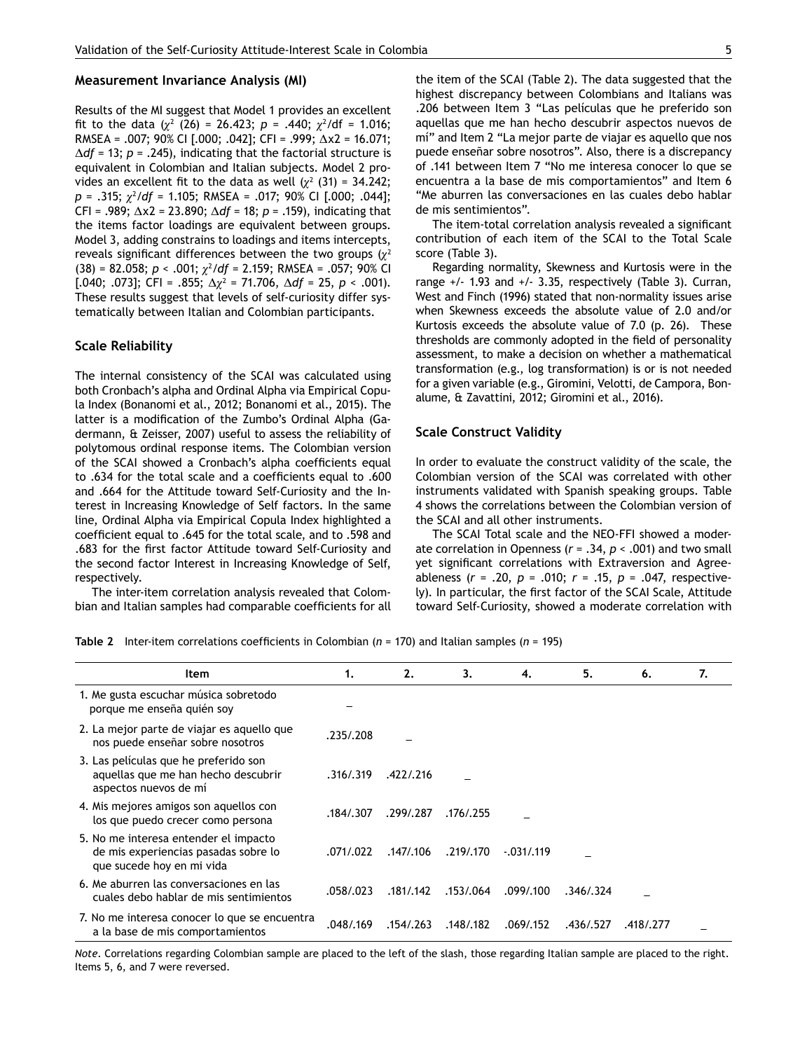### Measurement Invariance Analysis (MI)

Results of the MI suggest that Model 1 provides an excellent fit to the data ($\chi^2$ (26) = 26.423; $p$ = .440; $\chi^2$/df = 1.016; RMSEA = .007; 90% CI [.000; .042]; CFI = .999; $\Delta$x2 = 16.071; $\Delta df$ = 13; $p$ = .245), indicating that the factorial structure is equivalent in Colombian and Italian subjects. Model 2 provides an excellent fit to the data as well ($\chi^2$ (31) = 34.242; $p$ = .315; $\chi^2/df$ = 1.105; RMSEA = .017; 90% CI [.000; .044]; CFI = .989; $\Delta$x2 = 23.890; $\Delta df$ = 18; $p$ = .159), indicating that the items factor loadings are equivalent between groups. Model 3, adding constrains to loadings and items intercepts, reveals significant differences between the two groups ($\chi^2$ (38) = 82.058; $p$ < .001; $\chi^2/df$ = 2.159; RMSEA = .057; 90% CI [.040; .073]; CFI = .855; $\Delta\chi^2$ = 71.706, $\Delta df$ = 25, $p$ < .001). These results suggest that levels of self-curiosity differ systematically between Italian and Colombian participants.

### Scale Reliability

The internal consistency of the SCAI was calculated using both Cronbach's alpha and Ordinal Alpha via Empirical Copula Index (Bonanomi et al., 2012; Bonanomi et al., 2015). The latter is a modification of the Zumbo's Ordinal Alpha (Gadermann, & Zeisser, 2007) useful to assess the reliability of polytomous ordinal response items. The Colombian version of the SCAI showed a Cronbach's alpha coefficients equal to .634 for the total scale and a coefficients equal to .600 and .664 for the Attitude toward Self-Curiosity and the Interest in Increasing Knowledge of Self factors. In the same line, Ordinal Alpha via Empirical Copula Index highlighted a coefficient equal to .645 for the total scale, and to .598 and .683 for the first factor Attitude toward Self-Curiosity and the second factor Interest in Increasing Knowledge of Self, respectively.

The inter-item correlation analysis revealed that Colombian and Italian samples had comparable coefficients for all the item of the SCAI (Table 2). The data suggested that the highest discrepancy between Colombians and Italians was .206 between Item 3 "Las películas que he preferido son aquellas que me han hecho descubrir aspectos nuevos de mí" and Item 2 "La mejor parte de viajar es aquello que nos puede enseñar sobre nosotros". Also, there is a discrepancy of .141 between Item 7 "No me interesa conocer lo que se encuentra a la base de mis comportamientos" and Item 6 "Me aburren las conversaciones en las cuales debo hablar de mis sentimientos".

The item-total correlation analysis revealed a significant contribution of each item of the SCAI to the Total Scale score (Table 3).

Regarding normality, Skewness and Kurtosis were in the range +/- 1.93 and +/- 3.35, respectively (Table 3). Curran, West and Finch (1996) stated that non-normality issues arise when Skewness exceeds the absolute value of 2.0 and/or Kurtosis exceeds the absolute value of 7.0 (p. 26). These thresholds are commonly adopted in the field of personality assessment, to make a decision on whether a mathematical transformation (e.g., log transformation) is or is not needed for a given variable (e.g., Giromini, Velotti, de Campora, Bonalume, & Zavattini, 2012; Giromini et al., 2016).

### Scale Construct Validity

In order to evaluate the construct validity of the scale, the Colombian version of the SCAI was correlated with other instruments validated with Spanish speaking groups. Table 4 shows the correlations between the Colombian version of the SCAI and all other instruments.

The SCAI Total scale and the NEO-FFI showed a moderate correlation in Openness ($r$ = .34, $p$ < .001) and two small yet significant correlations with Extraversion and Agreeableness ($r$ = .20, $p$ = .010; $r$ = .15, $p$ = .047, respectively). In particular, the first factor of the SCAI Scale, Attitude toward Self-Curiosity, showed a moderate correlation with

**Table 2** Inter-item correlations coefficients in Colombian ($n$ = 170) and Italian samples ($n$ = 195)

| Item | 1. | 2. | 3. | 4. | 5. | 6. | 7. |
|---|---|---|---|---|---|---|---|
| 1. Me gusta escuchar música sobretodo porque me enseña quién soy | – | | | | | | |
| 2. La mejor parte de viajar es aquello que nos puede enseñar sobre nosotros | .235/.208 | – | | | | | |
| 3. Las películas que he preferido son aquellas que me han hecho descubrir aspectos nuevos de mí | .316/.319 | .422/.216 | – | | | | |
| 4. Mis mejores amigos son aquellos con los que puedo crecer como persona | .184/.307 | .299/.287 | .176/.255 | – | | | |
| 5. No me interesa entender el impacto de mis experiencias pasadas sobre lo que sucede hoy en mi vida | .071/.022 | .147/.106 | .219/.170 | -.031/.119 | – | | |
| 6. Me aburren las conversaciones en las cuales debo hablar de mis sentimientos | .058/.023 | .181/.142 | .153/.064 | .099/.100 | .346/.324 | – | |
| 7. No me interesa conocer lo que se encuentra a la base de mis comportamientos | .048/.169 | .154/.263 | .148/.182 | .069/.152 | .436/.527 | .418/.277 | – |

*Note*. Correlations regarding Colombian sample are placed to the left of the slash, those regarding Italian sample are placed to the right. Items 5, 6, and 7 were reversed.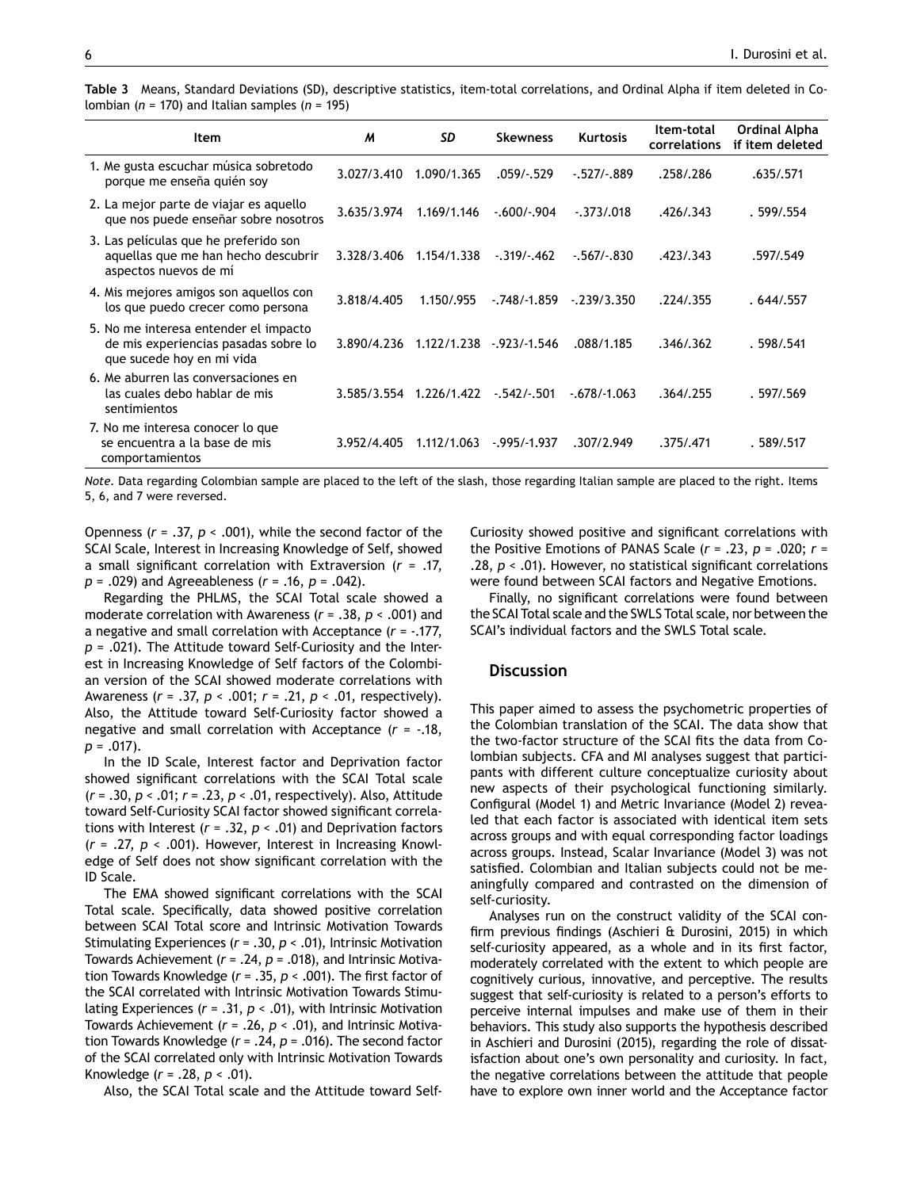**Table 3** Means, Standard Deviations (SD), descriptive statistics, item-total correlations, and Ordinal Alpha if item deleted in Colombian ($n$ = 170) and Italian samples ($n$ = 195)

| Item | *M* | *SD* | Skewness | Kurtosis | Item-total correlations | Ordinal Alpha if item deleted |
|---|---|---|---|---|---|---|
| 1. Me gusta escuchar música sobretodo porque me enseña quién soy | 3.027/3.410 | 1.090/1.365 | .059/-.529 | -.527/-.889 | .258/.286 | .635/.571 |
| 2. La mejor parte de viajar es aquello que nos puede enseñar sobre nosotros | 3.635/3.974 | 1.169/1.146 | -.600/-.904 | -.373/.018 | .426/.343 | . 599/.554 |
| 3. Las películas que he preferido son aquellas que me han hecho descubrir aspectos nuevos de mí | 3.328/3.406 | 1.154/1.338 | -.319/-.462 | -.567/-.830 | .423/.343 | .597/.549 |
| 4. Mis mejores amigos son aquellos con los que puedo crecer como persona | 3.818/4.405 | 1.150/.955 | -.748/-1.859 | -.239/3.350 | .224/.355 | . 644/.557 |
| 5. No me interesa entender el impacto de mis experiencias pasadas sobre lo que sucede hoy en mi vida | 3.890/4.236 | 1.122/1.238 | -.923/-1.546 | .088/1.185 | .346/.362 | . 598/.541 |
| 6. Me aburren las conversaciones en las cuales debo hablar de mis sentimientos | 3.585/3.554 | 1.226/1.422 | -.542/-.501 | -.678/-1.063 | .364/.255 | . 597/.569 |
| 7. No me interesa conocer lo que se encuentra a la base de mis comportamientos | 3.952/4.405 | 1.112/1.063 | -.995/-1.937 | .307/2.949 | .375/.471 | . 589/.517 |

*Note.* Data regarding Colombian sample are placed to the left of the slash, those regarding Italian sample are placed to the right. Items 5, 6, and 7 were reversed.

Openness ($r$ = .37, $p$ < .001), while the second factor of the SCAI Scale, Interest in Increasing Knowledge of Self, showed a small significant correlation with Extraversion ($r$ = .17, $p$ = .029) and Agreeableness ($r$ = .16, $p$ = .042).

Regarding the PHLMS, the SCAI Total scale showed a moderate correlation with Awareness ($r$ = .38, $p$ < .001) and a negative and small correlation with Acceptance ($r$ = -.177, $p$ = .021). The Attitude toward Self-Curiosity and the Interest in Increasing Knowledge of Self factors of the Colombian version of the SCAI showed moderate correlations with Awareness ($r$ = .37, $p$ < .001; $r$ = .21, $p$ < .01, respectively). Also, the Attitude toward Self-Curiosity factor showed a negative and small correlation with Acceptance ($r$ = -.18, $p$ = .017).

In the ID Scale, Interest factor and Deprivation factor showed significant correlations with the SCAI Total scale ($r$ = .30, $p$ < .01; $r$ = .23, $p$ < .01, respectively). Also, Attitude toward Self-Curiosity SCAI factor showed significant correlations with Interest ($r$ = .32, $p$ < .01) and Deprivation factors ($r$ = .27, $p$ < .001). However, Interest in Increasing Knowledge of Self does not show significant correlation with the ID Scale.

The EMA showed significant correlations with the SCAI Total scale. Specifically, data showed positive correlation between SCAI Total score and Intrinsic Motivation Towards Stimulating Experiences ($r$ = .30, $p$ < .01), Intrinsic Motivation Towards Achievement ($r$ = .24, $p$ = .018), and Intrinsic Motivation Towards Knowledge ($r$ = .35, $p$ < .001). The first factor of the SCAI correlated with Intrinsic Motivation Towards Stimulating Experiences ($r$ = .31, $p$ < .01), with Intrinsic Motivation Towards Achievement ($r$ = .26, $p$ < .01), and Intrinsic Motivation Towards Knowledge ($r$ = .24, $p$ = .016). The second factor of the SCAI correlated only with Intrinsic Motivation Towards Knowledge ($r$ = .28, $p$ < .01).

Also, the SCAI Total scale and the Attitude toward Self-Curiosity showed positive and significant correlations with the Positive Emotions of PANAS Scale ($r$ = .23, $p$ = .020; $r$ = .28, $p$ < .01). However, no statistical significant correlations were found between SCAI factors and Negative Emotions.

Finally, no significant correlations were found between the SCAI Total scale and the SWLS Total scale, nor between the SCAI's individual factors and the SWLS Total scale.

## Discussion

This paper aimed to assess the psychometric properties of the Colombian translation of the SCAI. The data show that the two-factor structure of the SCAI fits the data from Colombian subjects. CFA and MI analyses suggest that participants with different culture conceptualize curiosity about new aspects of their psychological functioning similarly. Configural (Model 1) and Metric Invariance (Model 2) revealed that each factor is associated with identical item sets across groups and with equal corresponding factor loadings across groups. Instead, Scalar Invariance (Model 3) was not satisfied. Colombian and Italian subjects could not be meaningfully compared and contrasted on the dimension of self-curiosity.

Analyses run on the construct validity of the SCAI confirm previous findings (Aschieri & Durosini, 2015) in which self-curiosity appeared, as a whole and in its first factor, moderately correlated with the extent to which people are cognitively curious, innovative, and perceptive. The results suggest that self-curiosity is related to a person's efforts to perceive internal impulses and make use of them in their behaviors. This study also supports the hypothesis described in Aschieri and Durosini (2015), regarding the role of dissatisfaction about one's own personality and curiosity. In fact, the negative correlations between the attitude that people have to explore own inner world and the Acceptance factor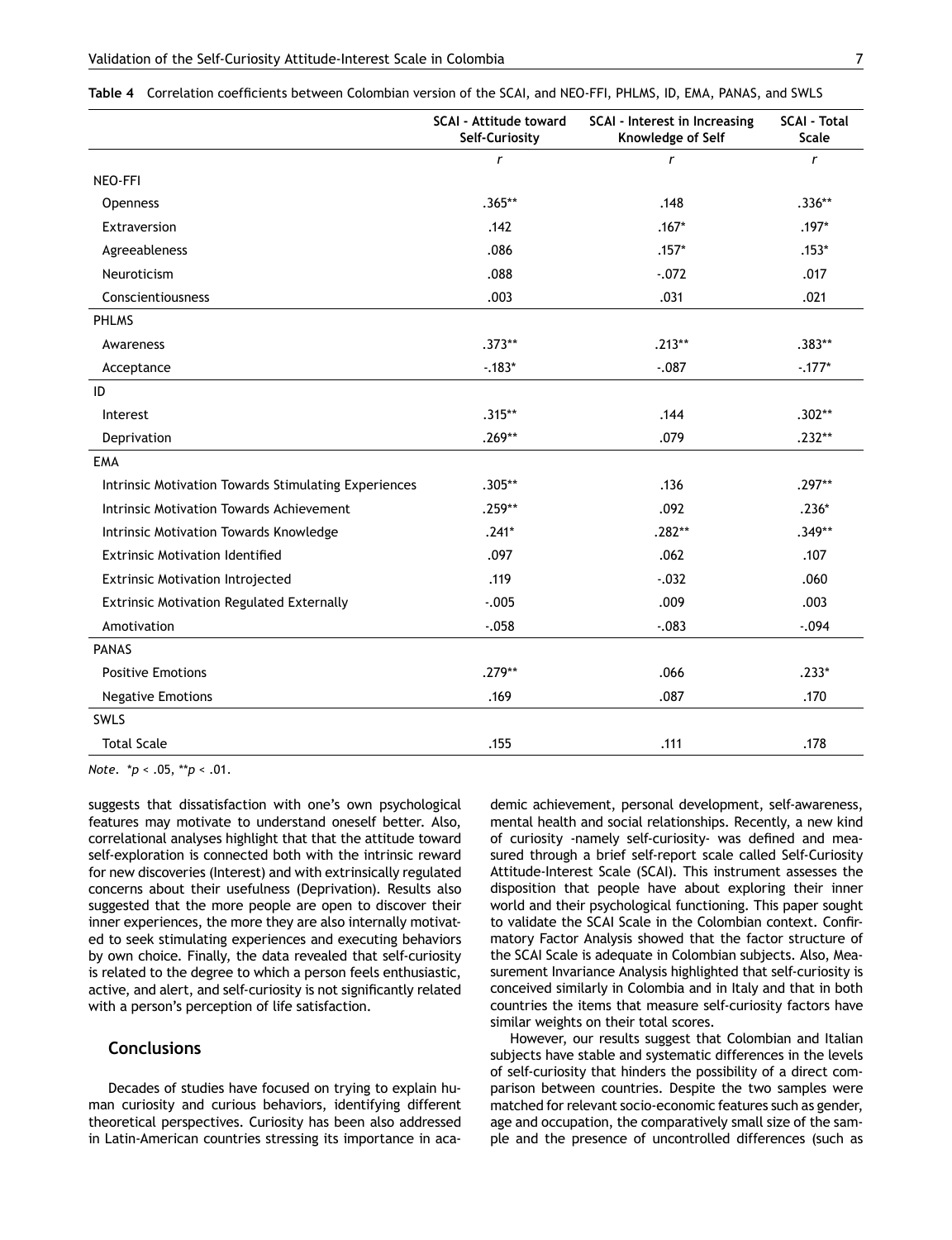**Table 4** Correlation coefficients between Colombian version of the SCAI, and NEO-FFI, PHLMS, ID, EMA, PANAS, and SWLS

| | SCAI - Attitude toward Self-Curiosity | SCAI - Interest in Increasing Knowledge of Self | SCAI - Total Scale |
|---|---|---|---|
| | *r* | *r* | *r* |
| NEO-FFI | | | |
| Openness | .365** | .148 | .336** |
| Extraversion | .142 | .167* | .197* |
| Agreeableness | .086 | .157* | .153* |
| Neuroticism | .088 | -.072 | .017 |
| Conscientiousness | .003 | .031 | .021 |
| PHLMS | | | |
| Awareness | .373** | .213** | .383** |
| Acceptance | -.183* | -.087 | -.177* |
| ID | | | |
| Interest | .315** | .144 | .302** |
| Deprivation | .269** | .079 | .232** |
| EMA | | | |
| Intrinsic Motivation Towards Stimulating Experiences | .305** | .136 | .297** |
| Intrinsic Motivation Towards Achievement | .259** | .092 | .236* |
| Intrinsic Motivation Towards Knowledge | .241* | .282** | .349** |
| Extrinsic Motivation Identified | .097 | .062 | .107 |
| Extrinsic Motivation Introjected | .119 | -.032 | .060 |
| Extrinsic Motivation Regulated Externally | -.005 | .009 | .003 |
| Amotivation | -.058 | -.083 | -.094 |
| PANAS | | | |
| Positive Emotions | .279** | .066 | .233* |
| Negative Emotions | .169 | .087 | .170 |
| SWLS | | | |
| Total Scale | .155 | .111 | .178 |

*Note*. *$p < .05$, **$p < .01$.

suggests that dissatisfaction with one's own psychological features may motivate to understand oneself better. Also, correlational analyses highlight that that the attitude toward self-exploration is connected both with the intrinsic reward for new discoveries (Interest) and with extrinsically regulated concerns about their usefulness (Deprivation). Results also suggested that the more people are open to discover their inner experiences, the more they are also internally motivated to seek stimulating experiences and executing behaviors by own choice. Finally, the data revealed that self-curiosity is related to the degree to which a person feels enthusiastic, active, and alert, and self-curiosity is not significantly related with a person's perception of life satisfaction.

## Conclusions

Decades of studies have focused on trying to explain human curiosity and curious behaviors, identifying different theoretical perspectives. Curiosity has been also addressed in Latin-American countries stressing its importance in academic achievement, personal development, self-awareness, mental health and social relationships. Recently, a new kind of curiosity -namely self-curiosity- was defined and measured through a brief self-report scale called Self-Curiosity Attitude-Interest Scale (SCAI). This instrument assesses the disposition that people have about exploring their inner world and their psychological functioning. This paper sought to validate the SCAI Scale in the Colombian context. Confirmatory Factor Analysis showed that the factor structure of the SCAI Scale is adequate in Colombian subjects. Also, Measurement Invariance Analysis highlighted that self-curiosity is conceived similarly in Colombia and in Italy and that in both countries the items that measure self-curiosity factors have similar weights on their total scores.

However, our results suggest that Colombian and Italian subjects have stable and systematic differences in the levels of self-curiosity that hinders the possibility of a direct comparison between countries. Despite the two samples were matched for relevant socio-economic features such as gender, age and occupation, the comparatively small size of the sample and the presence of uncontrolled differences (such as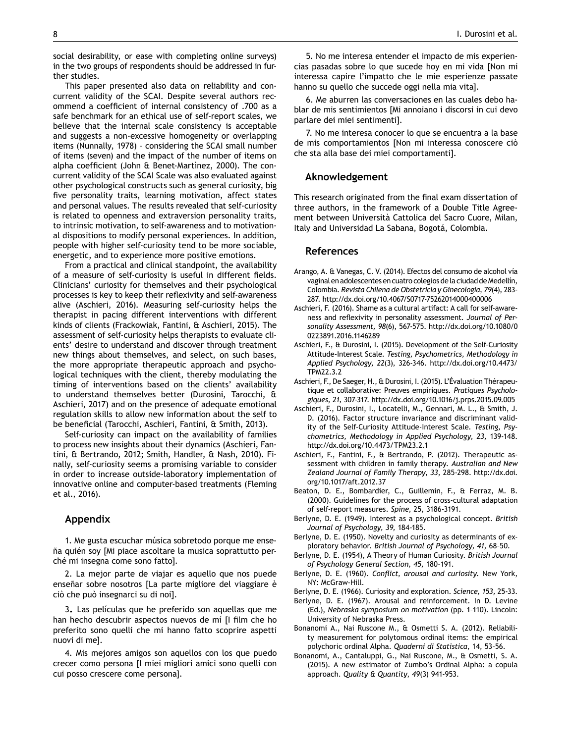social desirability, or ease with completing online surveys) in the two groups of respondents should be addressed in further studies.

This paper presented also data on reliability and concurrent validity of the SCAI. Despite several authors recommend a coefficient of internal consistency of .700 as a safe benchmark for an ethical use of self-report scales, we believe that the internal scale consistency is acceptable and suggests a non-excessive homogeneity or overlapping items (Nunnally, 1978) – considering the SCAI small number of items (seven) and the impact of the number of items on alpha coefficient (John & Benet-Martìnez, 2000). The concurrent validity of the SCAI Scale was also evaluated against other psychological constructs such as general curiosity, big five personality traits, learning motivation, affect states and personal values. The results revealed that self-curiosity is related to openness and extraversion personality traits, to intrinsic motivation, to self-awareness and to motivational dispositions to modify personal experiences. In addition, people with higher self-curiosity tend to be more sociable, energetic, and to experience more positive emotions.

From a practical and clinical standpoint, the availability of a measure of self-curiosity is useful in different fields. Clinicians' curiosity for themselves and their psychological processes is key to keep their reflexivity and self-awareness alive (Aschieri, 2016). Measuring self-curiosity helps the therapist in pacing different interventions with different kinds of clients (Frackowiak, Fantini, & Aschieri, 2015). The assessment of self-curiosity helps therapists to evaluate clients' desire to understand and discover through treatment new things about themselves, and select, on such bases, the more appropriate therapeutic approach and psychological techniques with the client, thereby modulating the timing of interventions based on the clients' availability to understand themselves better (Durosini, Tarocchi, & Aschieri, 2017) and on the presence of adequate emotional regulation skills to allow new information about the self to be beneficial (Tarocchi, Aschieri, Fantini, & Smith, 2013).

Self-curiosity can impact on the availability of families to process new insights about their dynamics (Aschieri, Fantini, & Bertrando, 2012; Smith, Handler, & Nash, 2010). Finally, self-curiosity seems a promising variable to consider in order to increase outside-laboratory implementation of innovative online and computer-based treatments (Fleming et al., 2016).

## Appendix

1. Me gusta escuchar música sobretodo porque me enseña quién soy [Mi piace ascoltare la musica soprattutto perché mi insegna come sono fatto].

2. La mejor parte de viajar es aquello que nos puede enseñar sobre nosotros [La parte migliore del viaggiare è ciò che può insegnarci su di noi].

3. Las películas que he preferido son aquellas que me han hecho descubrir aspectos nuevos de mí [I film che ho preferito sono quelli che mi hanno fatto scoprire aspetti nuovi di me].

4. Mis mejores amigos son aquellos con los que puedo crecer como persona [I miei migliori amici sono quelli con cui posso crescere come persona].

5. No me interesa entender el impacto de mis experiencias pasadas sobre lo que sucede hoy en mi vida [Non mi interessa capire l'impatto che le mie esperienze passate hanno su quello che succede oggi nella mia vita].

6. Me aburren las conversaciones en las cuales debo hablar de mis sentimientos [Mi annoiano i discorsi in cui devo parlare dei miei sentimenti].

7. No me interesa conocer lo que se encuentra a la base de mis comportamientos [Non mi interessa conoscere ciò che sta alla base dei miei comportamenti].

## Aknowledgement

This research originated from the final exam dissertation of three authors, in the framework of a Double Title Agreement between Università Cattolica del Sacro Cuore, Milan, Italy and Universidad La Sabana, Bogotá, Colombia.

## References

Arango, A. & Vanegas, C. V. (2014). Efectos del consumo de alcohol vía vaginal en adolescentes en cuatro colegios de la ciudad de Medellín, Colombia. *Revista Chilena de Obstetricia y Ginecologia, 79*(4), 283-287. http://dx.doi.org/10.4067/S0717-75262014000400006

Aschieri, F. (2016). Shame as a cultural artifact: A call for self-awareness and reflexivity in personality assessment. *Journal of Personality Assessment, 98*(6), 567-575. http://dx.doi.org/10.1080/00223891.2016.1146289

Aschieri, F., & Durosini, I. (2015). Development of the Self-Curiosity Attitude-Interest Scale. *Testing, Psychometrics, Methodology in Applied Psychology, 22*(3), 326-346. http://dx.doi.org/10.4473/TPM22.3.2

Aschieri, F., De Saeger, H., & Durosini, I. (2015). L'Évaluation Thérapeutique et collaborative: Preuves empiriques. *Pratiques Psychologiques, 21,* 307-317. http://dx.doi.org/10.1016/j.prps.2015.09.005

Aschieri, F., Durosini, I., Locatelli, M., Gennari, M. L., & Smith, J. D. (2016). Factor structure invariance and discriminant validity of the Self-Curiosity Attitude-Interest Scale. *Testing, Psychometrics, Methodology in Applied Psychology, 23,* 139-148. http://dx.doi.org/10.4473/TPM23.2.1

Aschieri, F., Fantini, F., & Bertrando, P. (2012). Therapeutic assessment with children in family therapy. *Australian and New Zealand Journal of Family Therapy, 33*, 285-298. http://dx.doi.org/10.1017/aft.2012.37

Beaton, D. E., Bombardier, C., Guillemin, F., & Ferraz, M. B. (2000). Guidelines for the process of cross-cultural adaptation of self-report measures. *Spine*, 25, 3186-3191.

Berlyne, D. E. (1949). Interest as a psychological concept. *British Journal of Psychology, 39,* 184-185.

Berlyne, D. E. (1950). Novelty and curiosity as determinants of exploratory behavior. *British Journal of Psychology, 41,* 68–50.

Berlyne, D. E. (1954), A Theory of Human Curiosity. *British Journal of Psychology General Section, 45,* 180–191.

Berlyne, D. E. (1960). *Conflict, arousal and curiosity.* New York, NY: McGraw-Hill.

Berlyne, D. E. (1966). Curiosity and exploration. *Science, 153,* 25-33.

Berlyne, D. E. (1967). Arousal and reinforcement. In D. Levine (Ed.), *Nebraska symposium on motivation* (pp. 1–110). Lincoln: University of Nebraska Press.

Bonanomi A., Nai Ruscone M., & Osmetti S. A. (2012). Reliability measurement for polytomous ordinal items: the empirical polychoric ordinal Alpha. *Quaderni di Statistica*, 14, 53–56.

Bonanomi, A., Cantaluppi, G., Nai Ruscone, M., & Osmetti, S. A. (2015). A new estimator of Zumbo's Ordinal Alpha: a copula approach. *Quality & Quantity, 49*(3) 941-953.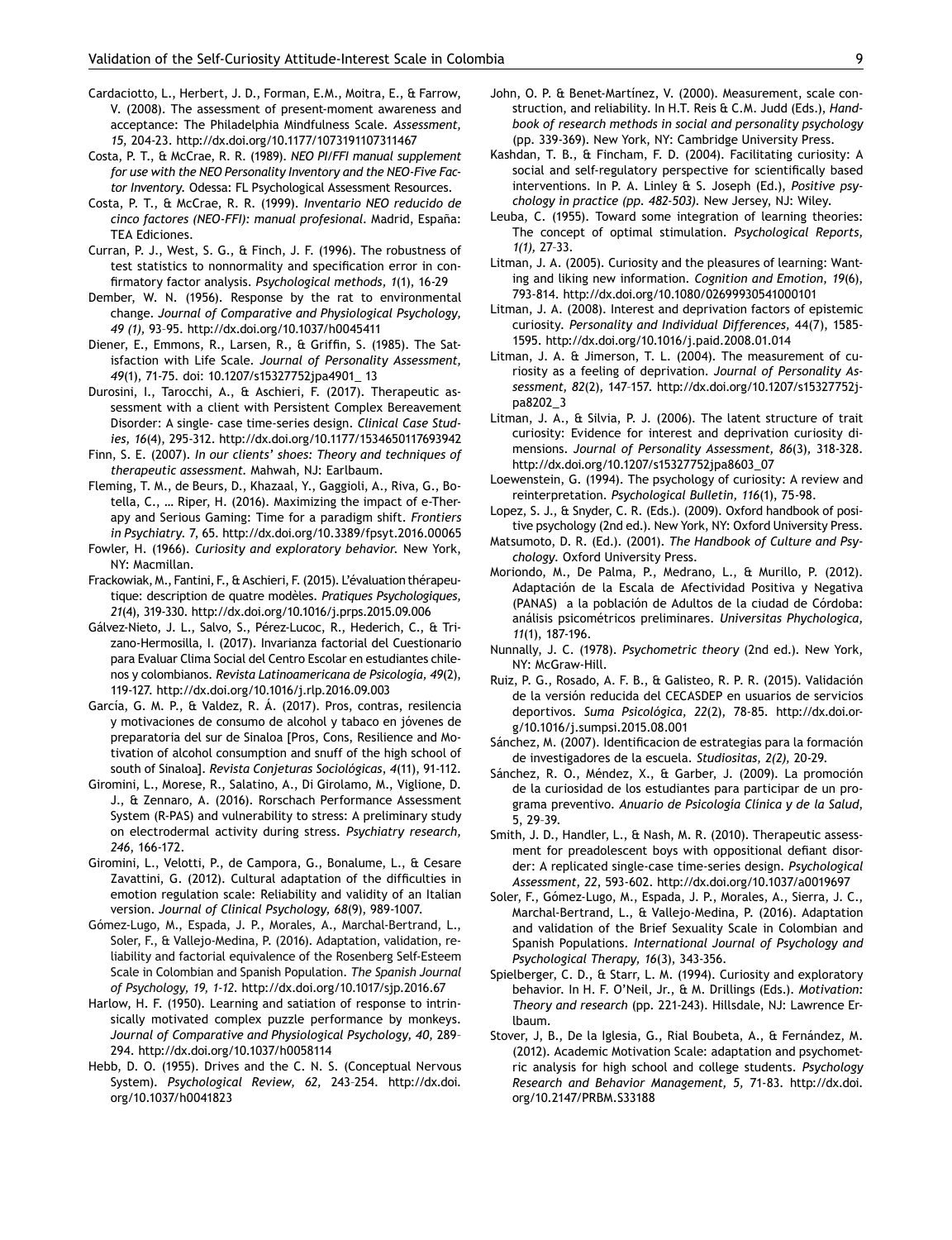Cardaciotto, L., Herbert, J. D., Forman, E.M., Moitra, E., & Farrow, V. (2008). The assessment of present-moment awareness and acceptance: The Philadelphia Mindfulness Scale. *Assessment, 15*, 204-23. http://dx.doi.org/10.1177/1073191107311467

Costa, P. T., & McCrae, R. R. (1989). *NEO PI/FFI manual supplement for use with the NEO Personality Inventory and the NEO-Five Factor Inventory.* Odessa: FL Psychological Assessment Resources.

Costa, P. T., & McCrae, R. R. (1999). *Inventario NEO reducido de cinco factores (NEO-FFI): manual profesional.* Madrid, España: TEA Ediciones.

Curran, P. J., West, S. G., & Finch, J. F. (1996). The robustness of test statistics to nonnormality and specification error in confirmatory factor analysis. *Psychological methods, 1*(1), 16-29

Dember, W. N. (1956). Response by the rat to environmental change. *Journal of Comparative and Physiological Psychology, 49 (1),* 93–95. http://dx.doi.org/10.1037/h0045411

Diener, E., Emmons, R., Larsen, R., & Griffin, S. (1985). The Satisfaction with Life Scale. *Journal of Personality Assessment, 49*(1), 71-75. doi: 10.1207/s15327752jpa4901_ 13

Durosini, I., Tarocchi, A., & Aschieri, F. (2017). Therapeutic assessment with a client with Persistent Complex Bereavement Disorder: A single- case time-series design. *Clinical Case Studies, 16*(4), 295-312. http://dx.doi.org/10.1177/1534650117693942

Finn, S. E. (2007). *In our clients' shoes: Theory and techniques of therapeutic assessment.* Mahwah, NJ: Earlbaum.

Fleming, T. M., de Beurs, D., Khazaal, Y., Gaggioli, A., Riva, G., Botella, C., … Riper, H. (2016). Maximizing the impact of e-Therapy and Serious Gaming: Time for a paradigm shift. *Frontiers in Psychiatry. 7,* 65. http://dx.doi.org/10.3389/fpsyt.2016.00065

Fowler, H. (1966). *Curiosity and exploratory behavior.* New York, NY: Macmillan.

Frackowiak, M., Fantini, F., & Aschieri, F. (2015). L'évaluation thérapeutique: description de quatre modèles. *Pratiques Psychologiques, 21*(4), 319-330. http://dx.doi.org/10.1016/j.prps.2015.09.006

Gálvez-Nieto, J. L., Salvo, S., Pérez-Lucoc, R., Hederich, C., & Trizano-Hermosilla, I. (2017). Invarianza factorial del Cuestionario para Evaluar Clima Social del Centro Escolar en estudiantes chilenos y colombianos. *Revista Latinoamericana de Psicología, 49*(2), 119-127. http://dx.doi.org/10.1016/j.rlp.2016.09.003

García, G. M. P., & Valdez, R. Á. (2017). Pros, contras, resiliencia y motivaciones de consumo de alcohol y tabaco en jóvenes de preparatoria del sur de Sinaloa [Pros, Cons, Resilience and Motivation of alcohol consumption and snuff of the high school of south of Sinaloa]. *Revista Conjeturas Sociológicas, 4*(11), 91-112.

Giromini, L., Morese, R., Salatino, A., Di Girolamo, M., Viglione, D. J., & Zennaro, A. (2016). Rorschach Performance Assessment System (R-PAS) and vulnerability to stress: A preliminary study on electrodermal activity during stress. *Psychiatry research, 246*, 166-172.

Giromini, L., Velotti, P., de Campora, G., Bonalume, L., & Cesare Zavattini, G. (2012). Cultural adaptation of the difficulties in emotion regulation scale: Reliability and validity of an Italian version. *Journal of Clinical Psychology, 68*(9), 989-1007.

Gómez-Lugo, M., Espada, J. P., Morales, A., Marchal-Bertrand, L., Soler, F., & Vallejo-Medina, P. (2016). Adaptation, validation, reliability and factorial equivalence of the Rosenberg Self-Esteem Scale in Colombian and Spanish Population. *The Spanish Journal of Psychology, 19, 1-12.* http://dx.doi.org/10.1017/sjp.2016.67

Harlow, H. F. (1950). Learning and satiation of response to intrinsically motivated complex puzzle performance by monkeys. *Journal of Comparative and Physiological Psychology, 40,* 289–294. http://dx.doi.org/10.1037/h0058114

Hebb, D. O. (1955). Drives and the C. N. S. (Conceptual Nervous System). *Psychological Review, 62,* 243–254. http://dx.doi.org/10.1037/h0041823

John, O. P. & Benet-Martínez, V. (2000). Measurement, scale construction, and reliability. In H.T. Reis & C.M. Judd (Eds.), *Handbook of research methods in social and personality psychology* (pp. 339-369). New York, NY: Cambridge University Press.

Kashdan, T. B., & Fincham, F. D. (2004). Facilitating curiosity: A social and self-regulatory perspective for scientifically based interventions. In P. A. Linley & S. Joseph (Ed.), *Positive psychology in practice (pp. 482-503).* New Jersey, NJ: Wiley.

Leuba, C. (1955). Toward some integration of learning theories: The concept of optimal stimulation. *Psychological Reports, 1(1),* 27-33.

Litman, J. A. (2005). Curiosity and the pleasures of learning: Wanting and liking new information. *Cognition and Emotion, 19*(6), 793-814. http://dx.doi.org/10.1080/02699930541000101

Litman, J. A. (2008). Interest and deprivation factors of epistemic curiosity. *Personality and Individual Differences,* 44(7), 1585-1595. http://dx.doi.org/10.1016/j.paid.2008.01.014

Litman, J. A. & Jimerson, T. L. (2004). The measurement of curiosity as a feeling of deprivation. *Journal of Personality Assessment, 82*(2), 147–157. http://dx.doi.org/10.1207/s15327752jpa8202_3

Litman, J. A., & Silvia, P. J. (2006). The latent structure of trait curiosity: Evidence for interest and deprivation curiosity dimensions. *Journal of Personality Assessment, 86*(3), 318-328. http://dx.doi.org/10.1207/s15327752jpa8603_07

Loewenstein, G. (1994). The psychology of curiosity: A review and reinterpretation. *Psychological Bulletin, 116*(1), 75-98.

Lopez, S. J., & Snyder, C. R. (Eds.). (2009). Oxford handbook of positive psychology (2nd ed.). New York, NY: Oxford University Press.

Matsumoto, D. R. (Ed.). (2001). *The Handbook of Culture and Psychology.* Oxford University Press.

Moriondo, M., De Palma, P., Medrano, L., & Murillo, P. (2012). Adaptación de la Escala de Afectividad Positiva y Negativa (PANAS) a la población de Adultos de la ciudad de Córdoba: análisis psicométricos preliminares. *Universitas Phychologica, 11*(1), 187-196.

Nunnally, J. C. (1978). *Psychometric theory* (2nd ed.). New York, NY: McGraw-Hill.

Ruiz, P. G., Rosado, A. F. B., & Galisteo, R. P. R. (2015). Validación de la versión reducida del CECASDEP en usuarios de servicios deportivos. *Suma Psicológica, 22*(2), 78-85. http://dx.doi.org/10.1016/j.sumpsi.2015.08.001

Sánchez, M. (2007). Identificacion de estrategias para la formación de investigadores de la escuela. *Studiositas, 2(2),* 20-29.

Sánchez, R. O., Méndez, X., & Garber, J. (2009). La promoción de la curiosidad de los estudiantes para participar de un programa preventivo. *Anuario de Psicología Clínica y de la Salud,* 5, 29–39.

Smith, J. D., Handler, L., & Nash, M. R. (2010). Therapeutic assessment for preadolescent boys with oppositional defiant disorder: A replicated single-case time-series design. *Psychological Assessment, 22*, 593-602. http://dx.doi.org/10.1037/a0019697

Soler, F., Gómez-Lugo, M., Espada, J. P., Morales, A., Sierra, J. C., Marchal-Bertrand, L., & Vallejo-Medina, P. (2016). Adaptation and validation of the Brief Sexuality Scale in Colombian and Spanish Populations. *International Journal of Psychology and Psychological Therapy, 16*(3), 343-356.

Spielberger, C. D., & Starr, L. M. (1994). Curiosity and exploratory behavior. In H. F. O'Neil, Jr., & M. Drillings (Eds.). *Motivation: Theory and research* (pp. 221-243). Hillsdale, NJ: Lawrence Erlbaum.

Stover, J, B., De la Iglesia, G., Rial Boubeta, A., & Fernández, M. (2012). Academic Motivation Scale: adaptation and psychometric analysis for high school and college students. *Psychology Research and Behavior Management, 5,* 71-83. http://dx.doi.org/10.2147/PRBM.S33188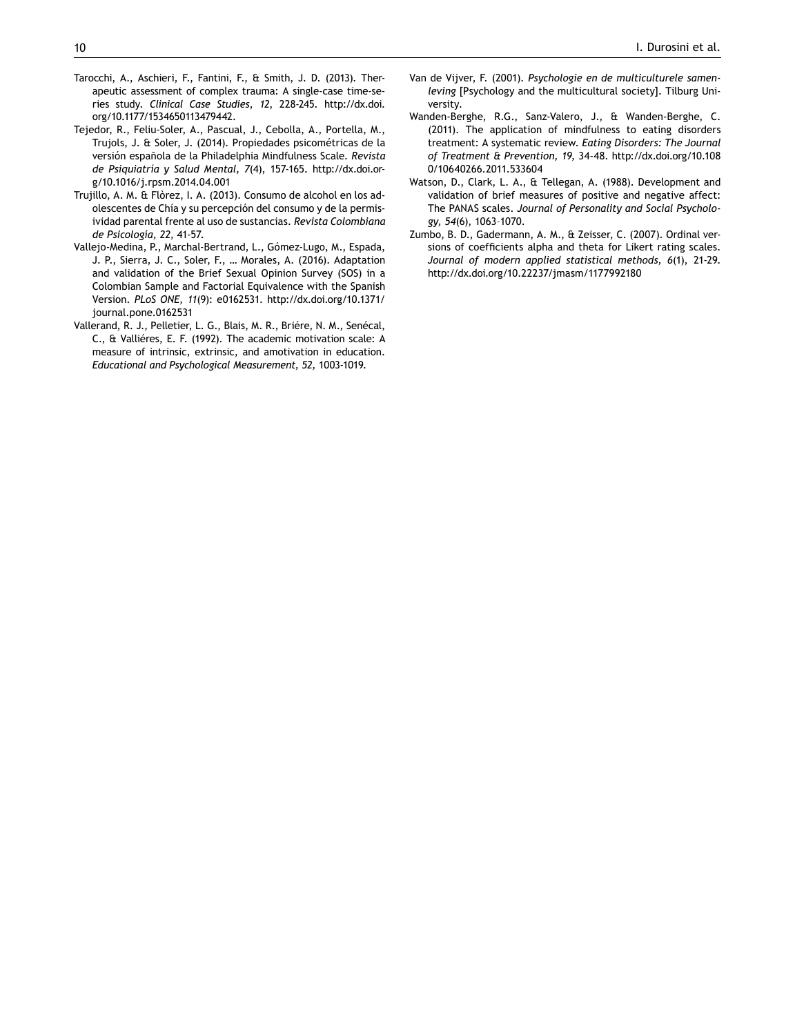Tarocchi, A., Aschieri, F., Fantini, F., & Smith, J. D. (2013). Therapeutic assessment of complex trauma: A single-case time-series study. *Clinical Case Studies, 12,* 228-245. http://dx.doi.org/10.1177/1534650113479442.

Tejedor, R., Feliu-Soler, A., Pascual, J., Cebolla, A., Portella, M., Trujols, J. & Soler, J. (2014). Propiedades psicométricas de la versión española de la Philadelphia Mindfulness Scale. *Revista de Psiquiatría y Salud Mental, 7*(4), 157-165. http://dx.doi.org/10.1016/j.rpsm.2014.04.001

Trujillo, A. M. & Flòrez, I. A. (2013). Consumo de alcohol en los adolescentes de Chía y su percepción del consumo y de la permisividad parental frente al uso de sustancias. *Revista Colombiana de Psicología, 22,* 41-57.

Vallejo-Medina, P., Marchal-Bertrand, L., Gómez-Lugo, M., Espada, J. P., Sierra, J. C., Soler, F., … Morales, A. (2016). Adaptation and validation of the Brief Sexual Opinion Survey (SOS) in a Colombian Sample and Factorial Equivalence with the Spanish Version. *PLoS ONE, 11*(9): e0162531. http://dx.doi.org/10.1371/journal.pone.0162531

Vallerand, R. J., Pelletier, L. G., Blais, M. R., Briére, N. M., Senécal, C., & Valliéres, E. F. (1992). The academic motivation scale: A measure of intrinsic, extrinsic, and amotivation in education. *Educational and Psychological Measurement, 52,* 1003-1019.

Van de Vijver, F. (2001). *Psychologie en de multiculturele samenleving* [Psychology and the multicultural society]. Tilburg University.

Wanden-Berghe, R.G., Sanz-Valero, J., & Wanden-Berghe, C. (2011). The application of mindfulness to eating disorders treatment: A systematic review. *Eating Disorders: The Journal of Treatment & Prevention, 19,* 34-48. http://dx.doi.org/10.1080/10640266.2011.533604

Watson, D., Clark, L. A., & Tellegan, A. (1988). Development and validation of brief measures of positive and negative affect: The PANAS scales. *Journal of Personality and Social Psychology, 54*(6), 1063–1070.

Zumbo, B. D., Gadermann, A. M., & Zeisser, C. (2007). Ordinal versions of coefficients alpha and theta for Likert rating scales. *Journal of modern applied statistical methods, 6*(1), 21-29. http://dx.doi.org/10.22237/jmasm/1177992180